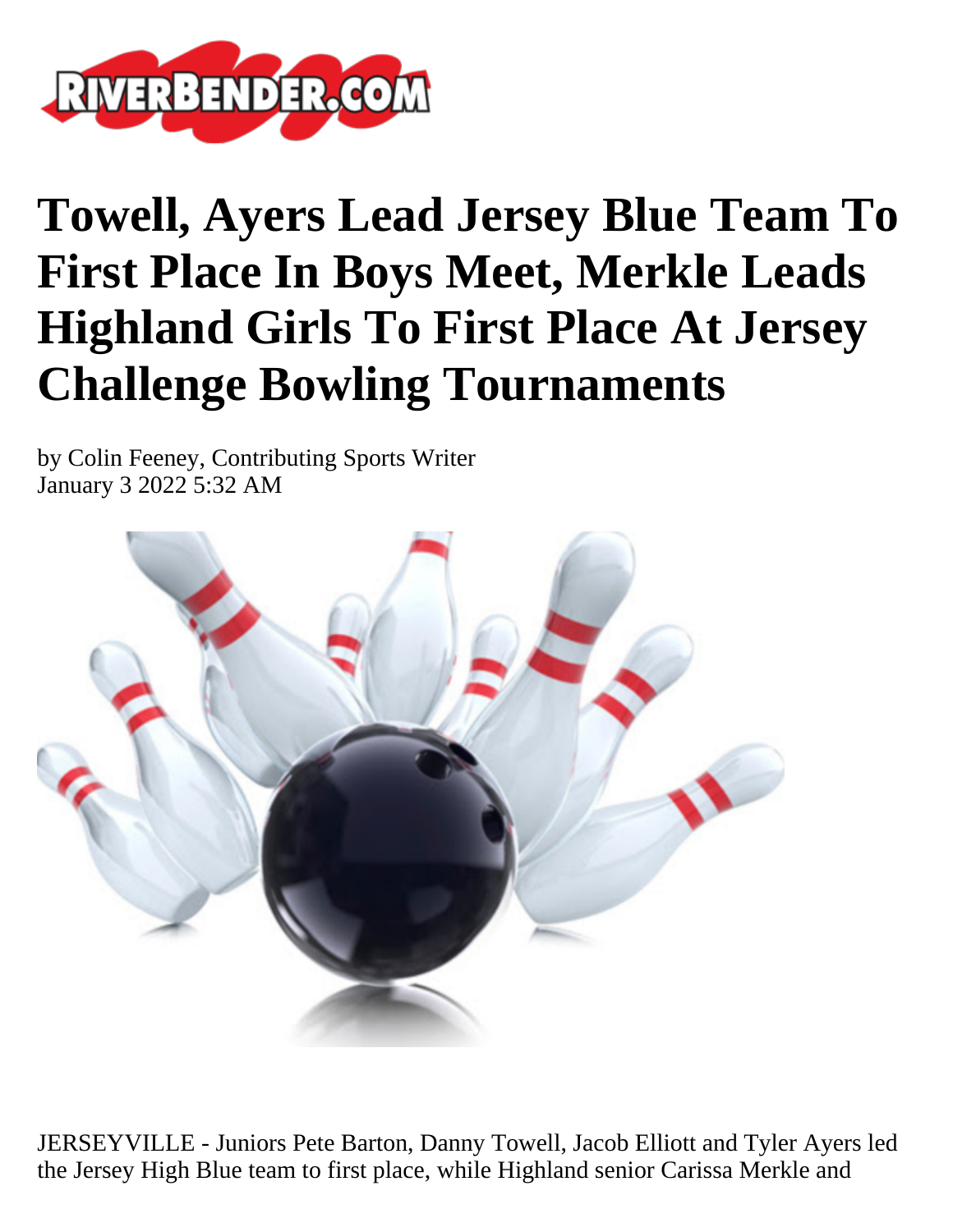# Towell, Ayers Lead Jersey Blue Team To First Place In Boys Meet, Merkle Leads Highland Girls To First Place At Jersey Challenge Bowling Tournaments

by Colin Feeney, Contributing Sports Writer
January 3 2022 5:32 AM

JERSEYVILLE - Juniors Pete Barton, Danny Towell, Jacob Elliott and Tyler Ayers led the Jersey High Blue team to first place, while Highland senior Carissa Merkle and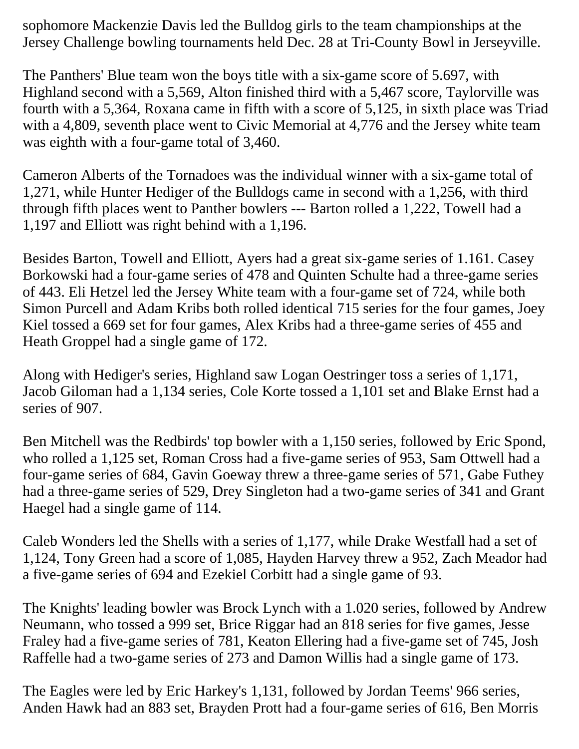sophomore Mackenzie Davis led the Bulldog girls to the team championships at the Jersey Challenge bowling tournaments held Dec. 28 at Tri-County Bowl in Jerseyville.

The Panthers' Blue team won the boys title with a six-game score of 5.697, with Highland second with a 5,569, Alton finished third with a 5,467 score, Taylorville was fourth with a 5,364, Roxana came in fifth with a score of 5,125, in sixth place was Triad with a 4,809, seventh place went to Civic Memorial at 4,776 and the Jersey white team was eighth with a four-game total of 3,460.

Cameron Alberts of the Tornadoes was the individual winner with a six-game total of 1,271, while Hunter Hediger of the Bulldogs came in second with a 1,256, with third through fifth places went to Panther bowlers --- Barton rolled a 1,222, Towell had a 1,197 and Elliott was right behind with a 1,196.

Besides Barton, Towell and Elliott, Ayers had a great six-game series of 1.161. Casey Borkowski had a four-game series of 478 and Quinten Schulte had a three-game series of 443. Eli Hetzel led the Jersey White team with a four-game set of 724, while both Simon Purcell and Adam Kribs both rolled identical 715 series for the four games, Joey Kiel tossed a 669 set for four games, Alex Kribs had a three-game series of 455 and Heath Groppel had a single game of 172.

Along with Hediger's series, Highland saw Logan Oestringer toss a series of 1,171, Jacob Giloman had a 1,134 series, Cole Korte tossed a 1,101 set and Blake Ernst had a series of 907.

Ben Mitchell was the Redbirds' top bowler with a 1,150 series, followed by Eric Spond, who rolled a 1,125 set, Roman Cross had a five-game series of 953, Sam Ottwell had a four-game series of 684, Gavin Goeway threw a three-game series of 571, Gabe Futhey had a three-game series of 529, Drey Singleton had a two-game series of 341 and Grant Haegel had a single game of 114.

Caleb Wonders led the Shells with a series of 1,177, while Drake Westfall had a set of 1,124, Tony Green had a score of 1,085, Hayden Harvey threw a 952, Zach Meador had a five-game series of 694 and Ezekiel Corbitt had a single game of 93.

The Knights' leading bowler was Brock Lynch with a 1.020 series, followed by Andrew Neumann, who tossed a 999 set, Brice Riggar had an 818 series for five games, Jesse Fraley had a five-game series of 781, Keaton Ellering had a five-game set of 745, Josh Raffelle had a two-game series of 273 and Damon Willis had a single game of 173.

The Eagles were led by Eric Harkey's 1,131, followed by Jordan Teems' 966 series, Anden Hawk had an 883 set, Brayden Prott had a four-game series of 616, Ben Morris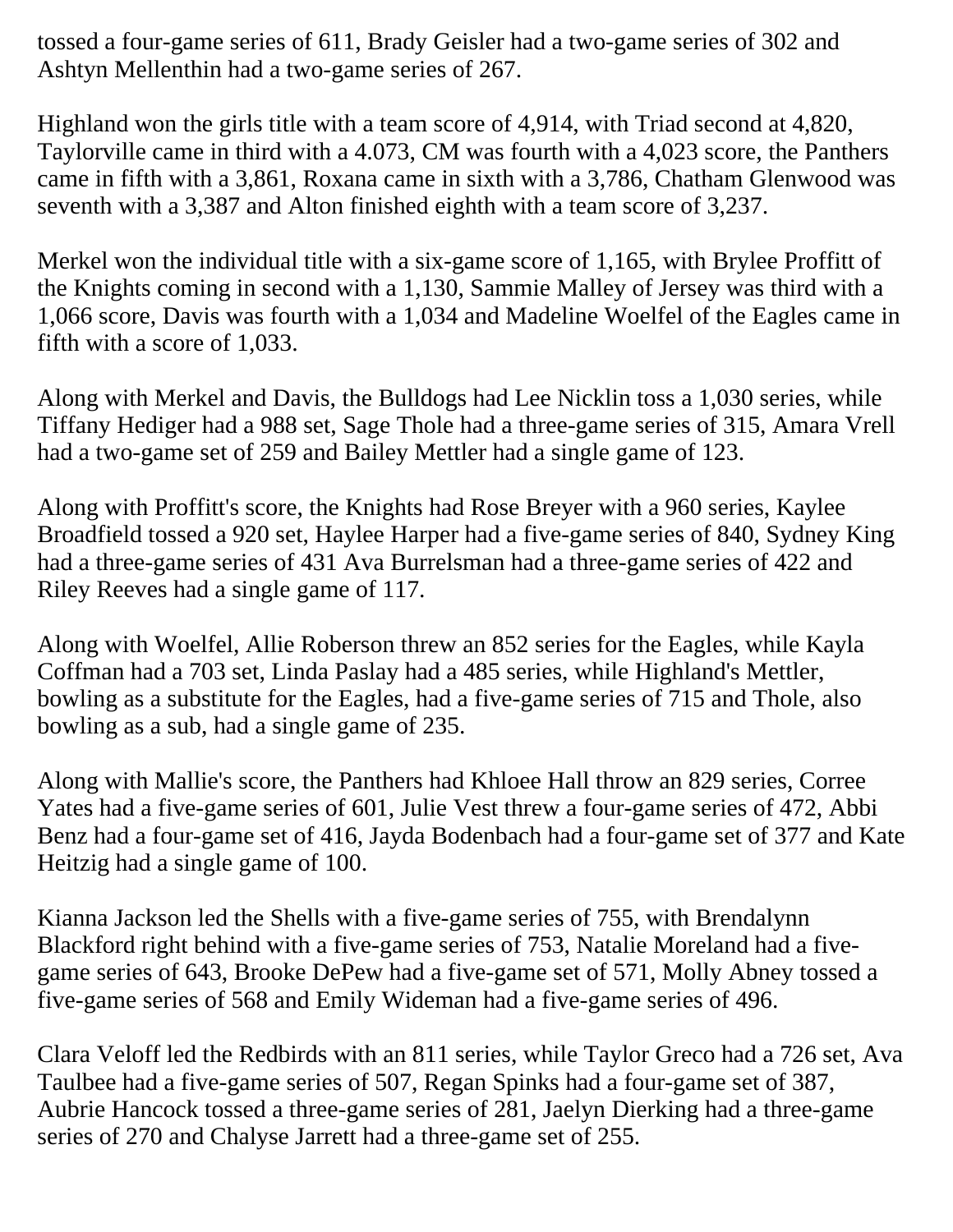tossed a four-game series of 611, Brady Geisler had a two-game series of 302 and Ashtyn Mellenthin had a two-game series of 267.

Highland won the girls title with a team score of 4,914, with Triad second at 4,820, Taylorville came in third with a 4.073, CM was fourth with a 4,023 score, the Panthers came in fifth with a 3,861, Roxana came in sixth with a 3,786, Chatham Glenwood was seventh with a 3,387 and Alton finished eighth with a team score of 3,237.

Merkel won the individual title with a six-game score of 1,165, with Brylee Proffitt of the Knights coming in second with a 1,130, Sammie Malley of Jersey was third with a 1,066 score, Davis was fourth with a 1,034 and Madeline Woelfel of the Eagles came in fifth with a score of 1,033.

Along with Merkel and Davis, the Bulldogs had Lee Nicklin toss a 1,030 series, while Tiffany Hediger had a 988 set, Sage Thole had a three-game series of 315, Amara Vrell had a two-game set of 259 and Bailey Mettler had a single game of 123.

Along with Proffitt's score, the Knights had Rose Breyer with a 960 series, Kaylee Broadfield tossed a 920 set, Haylee Harper had a five-game series of 840, Sydney King had a three-game series of 431 Ava Burrelsman had a three-game series of 422 and Riley Reeves had a single game of 117.

Along with Woelfel, Allie Roberson threw an 852 series for the Eagles, while Kayla Coffman had a 703 set, Linda Paslay had a 485 series, while Highland's Mettler, bowling as a substitute for the Eagles, had a five-game series of 715 and Thole, also bowling as a sub, had a single game of 235.

Along with Mallie's score, the Panthers had Khloee Hall throw an 829 series, Corree Yates had a five-game series of 601, Julie Vest threw a four-game series of 472, Abbi Benz had a four-game set of 416, Jayda Bodenbach had a four-game set of 377 and Kate Heitzig had a single game of 100.

Kianna Jackson led the Shells with a five-game series of 755, with Brendalynn Blackford right behind with a five-game series of 753, Natalie Moreland had a five-game series of 643, Brooke DePew had a five-game set of 571, Molly Abney tossed a five-game series of 568 and Emily Wideman had a five-game series of 496.

Clara Veloff led the Redbirds with an 811 series, while Taylor Greco had a 726 set, Ava Taulbee had a five-game series of 507, Regan Spinks had a four-game set of 387, Aubrie Hancock tossed a three-game series of 281, Jaelyn Dierking had a three-game series of 270 and Chalyse Jarrett had a three-game set of 255.